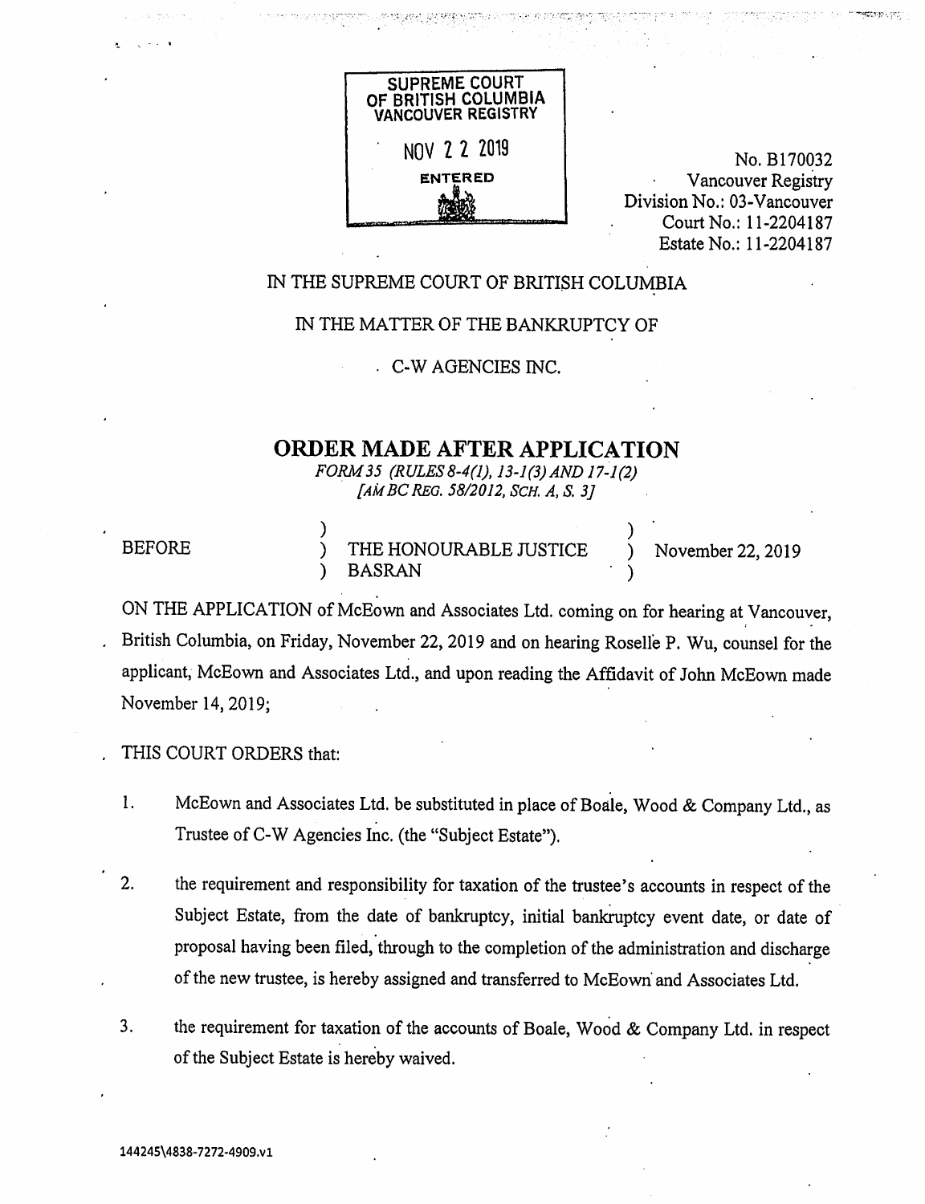SUPREME COURT
OF BRITISH COLUMBIA
VANCOUVER REGISTRY

NOV 22 2019

ENTERED

No. B170032
Vancouver Registry
Division No.: 03-Vancouver
Court No.: 11-2204187
Estate No.: 11-2204187

IN THE SUPREME COURT OF BRITISH COLUMBIA

IN THE MATTER OF THE BANKRUPTCY OF

C-W AGENCIES INC.

# ORDER MADE AFTER APPLICATION

*FORM 35 (RULES 8-4(1), 13-1(3) AND 17-1(2)*
*[AM BC REG. 58/2012, SCH. A, S. 3]*

| BEFORE | THE HONOURABLE JUSTICE BASRAN | November 22, 2019 |
|---|---|---|

ON THE APPLICATION of McEown and Associates Ltd. coming on for hearing at Vancouver, British Columbia, on Friday, November 22, 2019 and on hearing Roselle P. Wu, counsel for the applicant, McEown and Associates Ltd., and upon reading the Affidavit of John McEown made November 14, 2019;

THIS COURT ORDERS that:

1. McEown and Associates Ltd. be substituted in place of Boale, Wood & Company Ltd., as Trustee of C-W Agencies Inc. (the "Subject Estate").

2. the requirement and responsibility for taxation of the trustee's accounts in respect of the Subject Estate, from the date of bankruptcy, initial bankruptcy event date, or date of proposal having been filed, through to the completion of the administration and discharge of the new trustee, is hereby assigned and transferred to McEown and Associates Ltd.

3. the requirement for taxation of the accounts of Boale, Wood & Company Ltd. in respect of the Subject Estate is hereby waived.

144245\4838-7272-4909.v1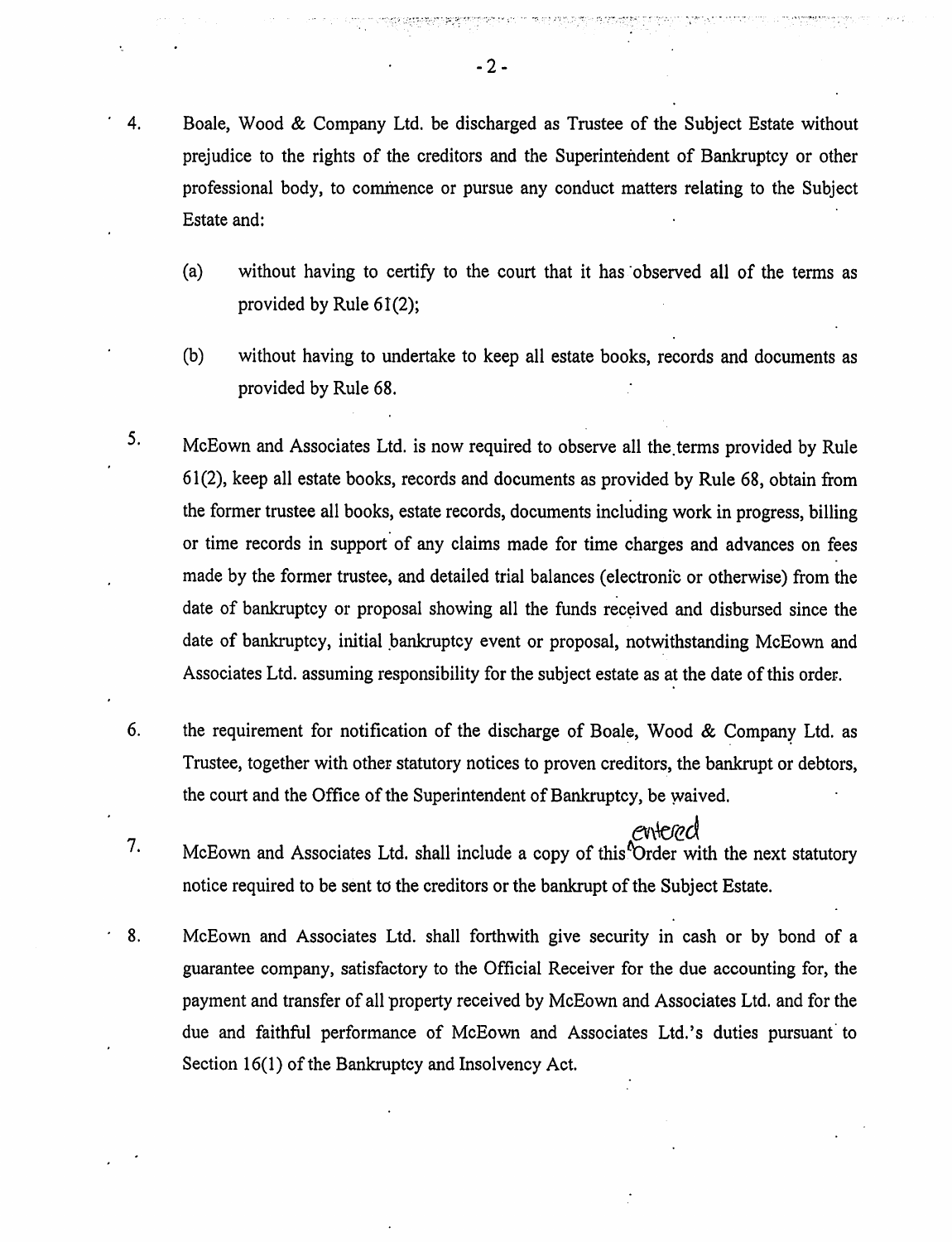4. Boale, Wood & Company Ltd. be discharged as Trustee of the Subject Estate without prejudice to the rights of the creditors and the Superintendent of Bankruptcy or other professional body, to commence or pursue any conduct matters relating to the Subject Estate and:

   (a) without having to certify to the court that it has observed all of the terms as provided by Rule 61(2);

   (b) without having to undertake to keep all estate books, records and documents as provided by Rule 68.

5. McEown and Associates Ltd. is now required to observe all the terms provided by Rule 61(2), keep all estate books, records and documents as provided by Rule 68, obtain from the former trustee all books, estate records, documents including work in progress, billing or time records in support of any claims made for time charges and advances on fees made by the former trustee, and detailed trial balances (electronic or otherwise) from the date of bankruptcy or proposal showing all the funds received and disbursed since the date of bankruptcy, initial bankruptcy event or proposal, notwithstanding McEown and Associates Ltd. assuming responsibility for the subject estate as at the date of this order.

6. the requirement for notification of the discharge of Boale, Wood & Company Ltd. as Trustee, together with other statutory notices to proven creditors, the bankrupt or debtors, the court and the Office of the Superintendent of Bankruptcy, be waived.

7. McEown and Associates Ltd. shall include a copy of this entered Order with the next statutory notice required to be sent to the creditors or the bankrupt of the Subject Estate.

8. McEown and Associates Ltd. shall forthwith give security in cash or by bond of a guarantee company, satisfactory to the Official Receiver for the due accounting for, the payment and transfer of all property received by McEown and Associates Ltd. and for the due and faithful performance of McEown and Associates Ltd.'s duties pursuant to Section 16(1) of the Bankruptcy and Insolvency Act.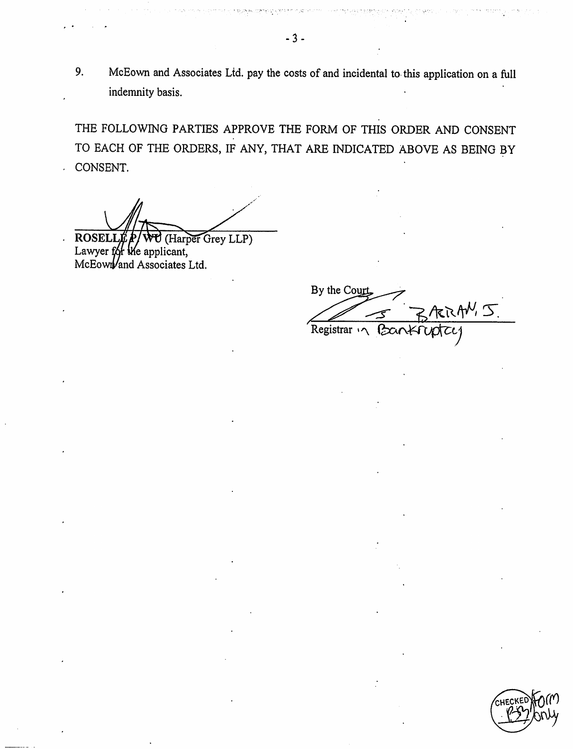9. McEown and Associates Ltd. pay the costs of and incidental to this application on a full indemnity basis.

THE FOLLOWING PARTIES APPROVE THE FORM OF THIS ORDER AND CONSENT TO EACH OF THE ORDERS, IF ANY, THAT ARE INDICATED ABOVE AS BEING BY CONSENT.

**ROSELLE P. WU** (Harper Grey LLP)
Lawyer for the applicant,
McEown and Associates Ltd.

By the Court

J. BARMAN, J.

Registrar in Bankruptcy

CHECKED Form only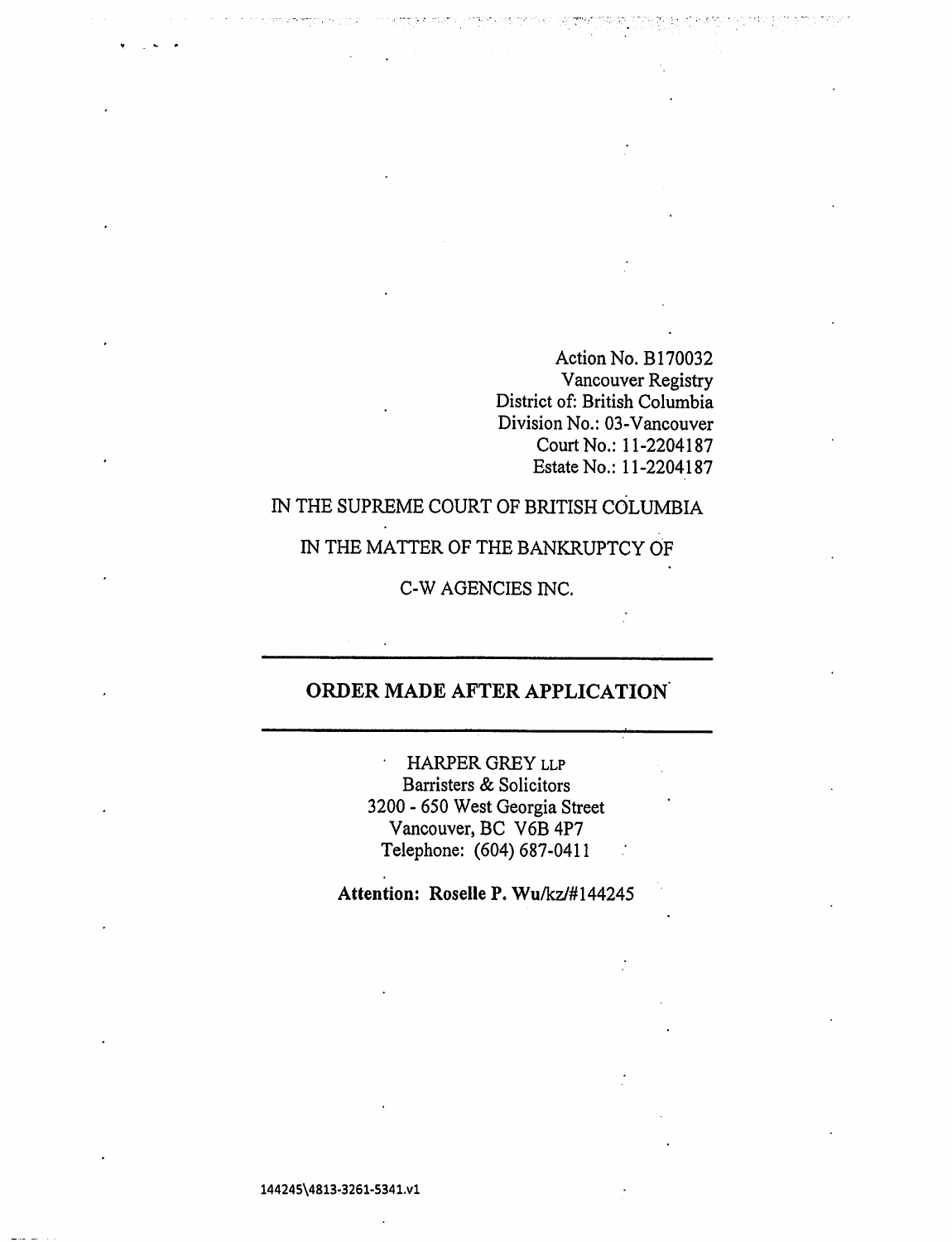Action No. B170032
Vancouver Registry
District of: British Columbia
Division No.: 03-Vancouver
Court No.: 11-2204187
Estate No.: 11-2204187

IN THE SUPREME COURT OF BRITISH COLUMBIA

IN THE MATTER OF THE BANKRUPTCY OF

C-W AGENCIES INC.

---

## ORDER MADE AFTER APPLICATION

---

HARPER GREY LLP
Barristers & Solicitors
3200 - 650 West Georgia Street
Vancouver, BC V6B 4P7
Telephone: (604) 687-0411

**Attention: Roselle P. Wu/kz/#144245**

144245\4813-3261-5341.v1